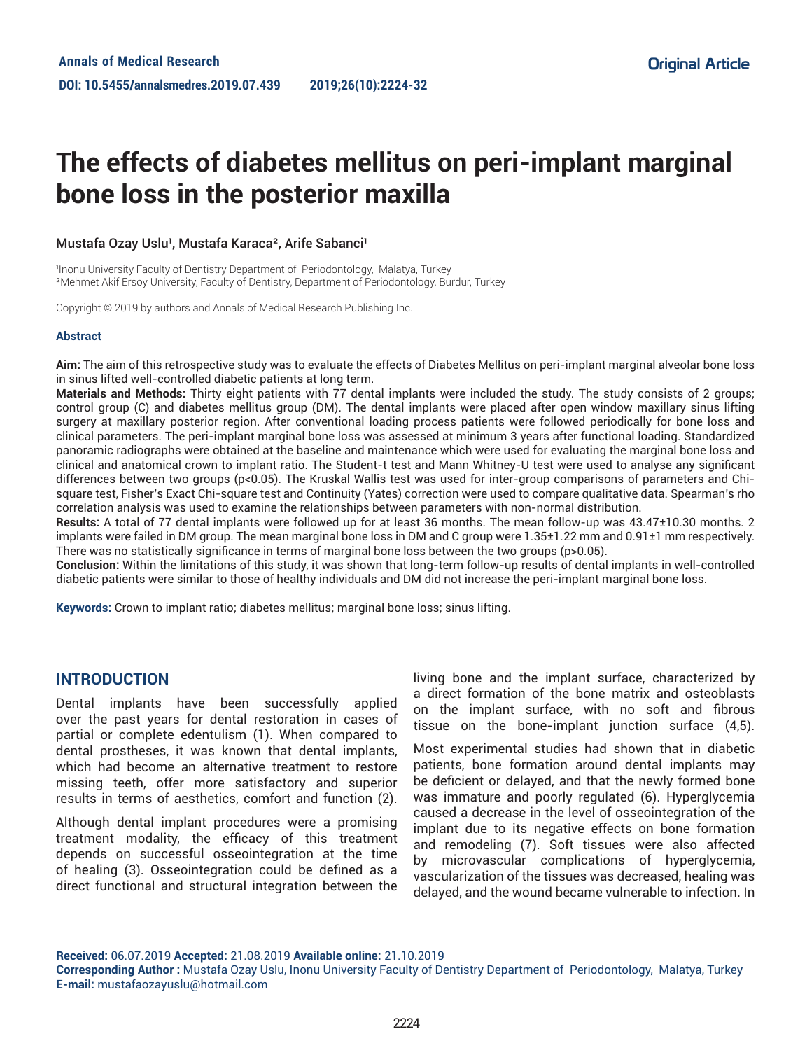Original Article

# The effects of diabetes mellitus on peri-implant marginal bone loss in the posterior maxilla

Mustafa Ozay Uslu[1], Mustafa Karaca[2], Arife Sabanci[1]

[1]Inonu University Faculty of Dentistry Department of Periodontology, Malatya, Turkey
[2]Mehmet Akif Ersoy University, Faculty of Dentistry, Department of Periodontology, Burdur, Turkey

Copyright © 2019 by authors and Annals of Medical Research Publishing Inc.

## Abstract

**Aim:** The aim of this retrospective study was to evaluate the effects of Diabetes Mellitus on peri-implant marginal alveolar bone loss in sinus lifted well-controlled diabetic patients at long term.

**Materials and Methods:** Thirty eight patients with 77 dental implants were included the study. The study consists of 2 groups; control group (C) and diabetes mellitus group (DM). The dental implants were placed after open window maxillary sinus lifting surgery at maxillary posterior region. After conventional loading process patients were followed periodically for bone loss and clinical parameters. The peri-implant marginal bone loss was assessed at minimum 3 years after functional loading. Standardized panoramic radiographs were obtained at the baseline and maintenance which were used for evaluating the marginal bone loss and clinical and anatomical crown to implant ratio. The Student-t test and Mann Whitney-U test were used to analyse any significant differences between two groups ($p<0.05$). The Kruskal Wallis test was used for inter-group comparisons of parameters and Chi-square test, Fisher's Exact Chi-square test and Continuity (Yates) correction were used to compare qualitative data. Spearman's rho correlation analysis was used to examine the relationships between parameters with non-normal distribution.

**Results:** A total of 77 dental implants were followed up for at least 36 months. The mean follow-up was 43.47±10.30 months. 2 implants were failed in DM group. The mean marginal bone loss in DM and C group were 1.35±1.22 mm and 0.91±1 mm respectively. There was no statistically significance in terms of marginal bone loss between the two groups ($p>0.05$).

**Conclusion:** Within the limitations of this study, it was shown that long-term follow-up results of dental implants in well-controlled diabetic patients were similar to those of healthy individuals and DM did not increase the peri-implant marginal bone loss.

**Keywords:** Crown to implant ratio; diabetes mellitus; marginal bone loss; sinus lifting.

## INTRODUCTION

Dental implants have been successfully applied over the past years for dental restoration in cases of partial or complete edentulism (1). When compared to dental prostheses, it was known that dental implants, which had become an alternative treatment to restore missing teeth, offer more satisfactory and superior results in terms of aesthetics, comfort and function (2).

Although dental implant procedures were a promising treatment modality, the efficacy of this treatment depends on successful osseointegration at the time of healing (3). Osseointegration could be defined as a direct functional and structural integration between the living bone and the implant surface, characterized by a direct formation of the bone matrix and osteoblasts on the implant surface, with no soft and fibrous tissue on the bone-implant junction surface (4,5).

Most experimental studies had shown that in diabetic patients, bone formation around dental implants may be deficient or delayed, and that the newly formed bone was immature and poorly regulated (6). Hyperglycemia caused a decrease in the level of osseointegration of the implant due to its negative effects on bone formation and remodeling (7). Soft tissues were also affected by microvascular complications of hyperglycemia, vascularization of the tissues was decreased, healing was delayed, and the wound became vulnerable to infection. In

**Received:** 06.07.2019 **Accepted:** 21.08.2019 **Available online:** 21.10.2019
**Corresponding Author :** Mustafa Ozay Uslu, Inonu University Faculty of Dentistry Department of Periodontology, Malatya, Turkey
**E-mail:** mustafaozayuslu@hotmail.com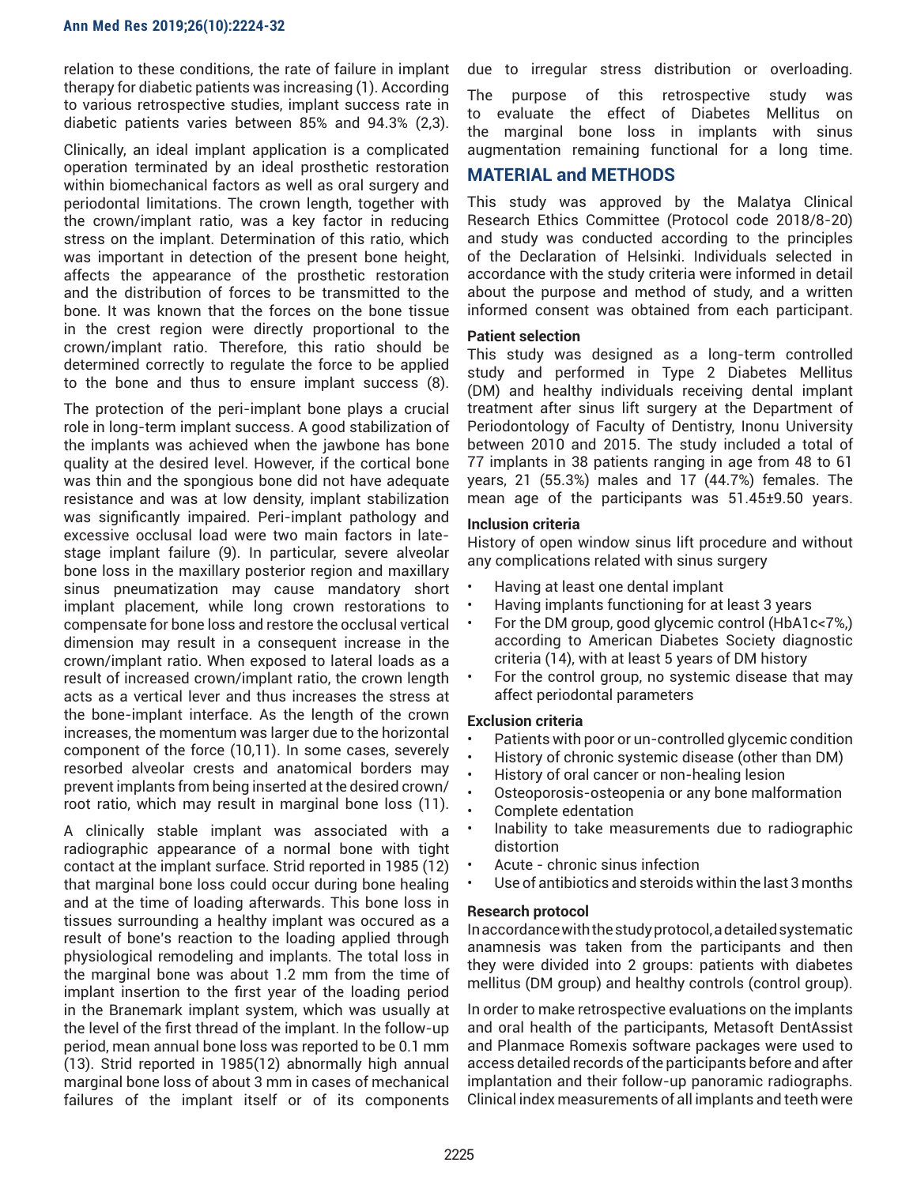relation to these conditions, the rate of failure in implant therapy for diabetic patients was increasing (1). According to various retrospective studies, implant success rate in diabetic patients varies between 85% and 94.3% (2,3).

Clinically, an ideal implant application is a complicated operation terminated by an ideal prosthetic restoration within biomechanical factors as well as oral surgery and periodontal limitations. The crown length, together with the crown/implant ratio, was a key factor in reducing stress on the implant. Determination of this ratio, which was important in detection of the present bone height, affects the appearance of the prosthetic restoration and the distribution of forces to be transmitted to the bone. It was known that the forces on the bone tissue in the crest region were directly proportional to the crown/implant ratio. Therefore, this ratio should be determined correctly to regulate the force to be applied to the bone and thus to ensure implant success (8).

The protection of the peri-implant bone plays a crucial role in long-term implant success. A good stabilization of the implants was achieved when the jawbone has bone quality at the desired level. However, if the cortical bone was thin and the spongious bone did not have adequate resistance and was at low density, implant stabilization was significantly impaired. Peri-implant pathology and excessive occlusal load were two main factors in late-stage implant failure (9). In particular, severe alveolar bone loss in the maxillary posterior region and maxillary sinus pneumatization may cause mandatory short implant placement, while long crown restorations to compensate for bone loss and restore the occlusal vertical dimension may result in a consequent increase in the crown/implant ratio. When exposed to lateral loads as a result of increased crown/implant ratio, the crown length acts as a vertical lever and thus increases the stress at the bone-implant interface. As the length of the crown increases, the momentum was larger due to the horizontal component of the force (10,11). In some cases, severely resorbed alveolar crests and anatomical borders may prevent implants from being inserted at the desired crown/root ratio, which may result in marginal bone loss (11).

A clinically stable implant was associated with a radiographic appearance of a normal bone with tight contact at the implant surface. Strid reported in 1985 (12) that marginal bone loss could occur during bone healing and at the time of loading afterwards. This bone loss in tissues surrounding a healthy implant was occured as a result of bone's reaction to the loading applied through physiological remodeling and implants. The total loss in the marginal bone was about 1.2 mm from the time of implant insertion to the first year of the loading period in the Branemark implant system, which was usually at the level of the first thread of the implant. In the follow-up period, mean annual bone loss was reported to be 0.1 mm (13). Strid reported in 1985(12) abnormally high annual marginal bone loss of about 3 mm in cases of mechanical failures of the implant itself or of its components due to irregular stress distribution or overloading.

The purpose of this retrospective study was to evaluate the effect of Diabetes Mellitus on the marginal bone loss in implants with sinus augmentation remaining functional for a long time.

## MATERIAL and METHODS

This study was approved by the Malatya Clinical Research Ethics Committee (Protocol code 2018/8-20) and study was conducted according to the principles of the Declaration of Helsinki. Individuals selected in accordance with the study criteria were informed in detail about the purpose and method of study, and a written informed consent was obtained from each participant.

### Patient selection

This study was designed as a long-term controlled study and performed in Type 2 Diabetes Mellitus (DM) and healthy individuals receiving dental implant treatment after sinus lift surgery at the Department of Periodontology of Faculty of Dentistry, Inonu University between 2010 and 2015. The study included a total of 77 implants in 38 patients ranging in age from 48 to 61 years, 21 (55.3%) males and 17 (44.7%) females. The mean age of the participants was 51.45±9.50 years.

### Inclusion criteria

History of open window sinus lift procedure and without any complications related with sinus surgery

- Having at least one dental implant
- Having implants functioning for at least 3 years
- For the DM group, good glycemic control (HbA1c<7%,) according to American Diabetes Society diagnostic criteria (14), with at least 5 years of DM history
- For the control group, no systemic disease that may affect periodontal parameters

### Exclusion criteria

- Patients with poor or un-controlled glycemic condition
- History of chronic systemic disease (other than DM)
- History of oral cancer or non-healing lesion
- Osteoporosis-osteopenia or any bone malformation
- Complete edentation
- Inability to take measurements due to radiographic distortion
- Acute - chronic sinus infection
- Use of antibiotics and steroids within the last 3 months

### Research protocol

In accordance with the study protocol, a detailed systematic anamnesis was taken from the participants and then they were divided into 2 groups: patients with diabetes mellitus (DM group) and healthy controls (control group).

In order to make retrospective evaluations on the implants and oral health of the participants, Metasoft DentAssist and Planmace Romexis software packages were used to access detailed records of the participants before and after implantation and their follow-up panoramic radiographs. Clinical index measurements of all implants and teeth were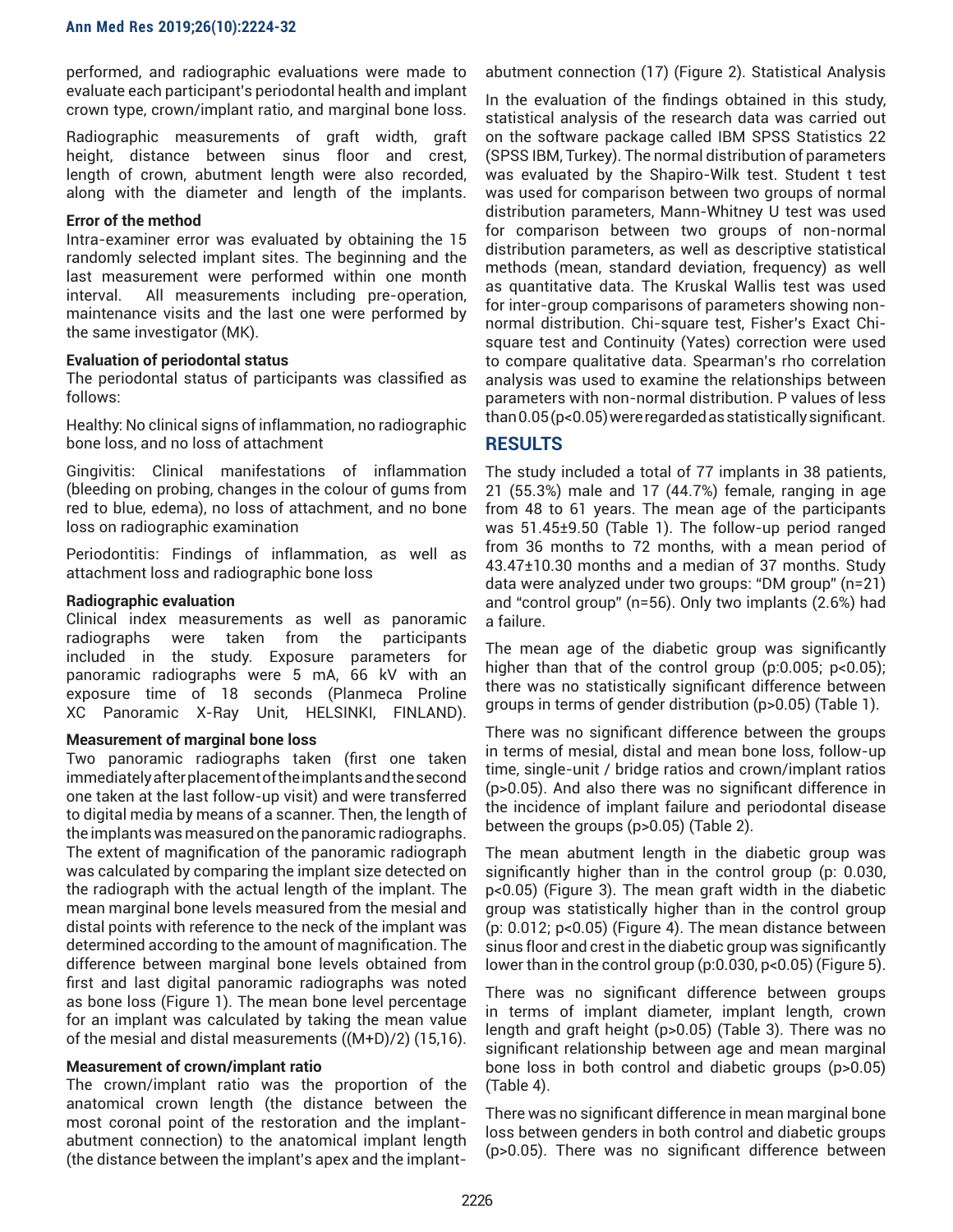performed, and radiographic evaluations were made to evaluate each participant's periodontal health and implant crown type, crown/implant ratio, and marginal bone loss.

Radiographic measurements of graft width, graft height, distance between sinus floor and crest, length of crown, abutment length were also recorded, along with the diameter and length of the implants.

**Error of the method**

Intra-examiner error was evaluated by obtaining the 15 randomly selected implant sites. The beginning and the last measurement were performed within one month interval. All measurements including pre-operation, maintenance visits and the last one were performed by the same investigator (MK).

**Evaluation of periodontal status**

The periodontal status of participants was classified as follows:

Healthy: No clinical signs of inflammation, no radiographic bone loss, and no loss of attachment

Gingivitis: Clinical manifestations of inflammation (bleeding on probing, changes in the colour of gums from red to blue, edema), no loss of attachment, and no bone loss on radiographic examination

Periodontitis: Findings of inflammation, as well as attachment loss and radiographic bone loss

**Radiographic evaluation**

Clinical index measurements as well as panoramic radiographs were taken from the participants included in the study. Exposure parameters for panoramic radiographs were 5 mA, 66 kV with an exposure time of 18 seconds (Planmeca Proline XC Panoramic X-Ray Unit, HELSINKI, FINLAND).

**Measurement of marginal bone loss**

Two panoramic radiographs taken (first one taken immediately after placement of the implants and the second one taken at the last follow-up visit) and were transferred to digital media by means of a scanner. Then, the length of the implants was measured on the panoramic radiographs. The extent of magnification of the panoramic radiograph was calculated by comparing the implant size detected on the radiograph with the actual length of the implant. The mean marginal bone levels measured from the mesial and distal points with reference to the neck of the implant was determined according to the amount of magnification. The difference between marginal bone levels obtained from first and last digital panoramic radiographs was noted as bone loss (Figure 1). The mean bone level percentage for an implant was calculated by taking the mean value of the mesial and distal measurements ((M+D)/2) (15,16).

**Measurement of crown/implant ratio**

The crown/implant ratio was the proportion of the anatomical crown length (the distance between the most coronal point of the restoration and the implant-abutment connection) to the anatomical implant length (the distance between the implant's apex and the implant-abutment connection) (17) (Figure 2). Statistical Analysis

In the evaluation of the findings obtained in this study, statistical analysis of the research data was carried out on the software package called IBM SPSS Statistics 22 (SPSS IBM, Turkey). The normal distribution of parameters was evaluated by the Shapiro-Wilk test. Student t test was used for comparison between two groups of normal distribution parameters, Mann-Whitney U test was used for comparison between two groups of non-normal distribution parameters, as well as descriptive statistical methods (mean, standard deviation, frequency) as well as quantitative data. The Kruskal Wallis test was used for inter-group comparisons of parameters showing non-normal distribution. Chi-square test, Fisher's Exact Chi-square test and Continuity (Yates) correction were used to compare qualitative data. Spearman's rho correlation analysis was used to examine the relationships between parameters with non-normal distribution. P values of less than 0.05 ($p<0.05$) were regarded as statistically significant.

## RESULTS

The study included a total of 77 implants in 38 patients, 21 (55.3%) male and 17 (44.7%) female, ranging in age from 48 to 61 years. The mean age of the participants was 51.45±9.50 (Table 1). The follow-up period ranged from 36 months to 72 months, with a mean period of 43.47±10.30 months and a median of 37 months. Study data were analyzed under two groups: "DM group" (n=21) and "control group" (n=56). Only two implants (2.6%) had a failure.

The mean age of the diabetic group was significantly higher than that of the control group (p:0.005; $p<0.05$); there was no statistically significant difference between groups in terms of gender distribution ($p>0.05$) (Table 1).

There was no significant difference between the groups in terms of mesial, distal and mean bone loss, follow-up time, single-unit / bridge ratios and crown/implant ratios ($p>0.05$). And also there was no significant difference in the incidence of implant failure and periodontal disease between the groups ($p>0.05$) (Table 2).

The mean abutment length in the diabetic group was significantly higher than in the control group (p: 0.030, $p<0.05$) (Figure 3). The mean graft width in the diabetic group was statistically higher than in the control group (p: 0.012; $p<0.05$) (Figure 4). The mean distance between sinus floor and crest in the diabetic group was significantly lower than in the control group (p:0.030, $p<0.05$) (Figure 5).

There was no significant difference between groups in terms of implant diameter, implant length, crown length and graft height ($p>0.05$) (Table 3). There was no significant relationship between age and mean marginal bone loss in both control and diabetic groups ($p>0.05$) (Table 4).

There was no significant difference in mean marginal bone loss between genders in both control and diabetic groups ($p>0.05$). There was no significant difference between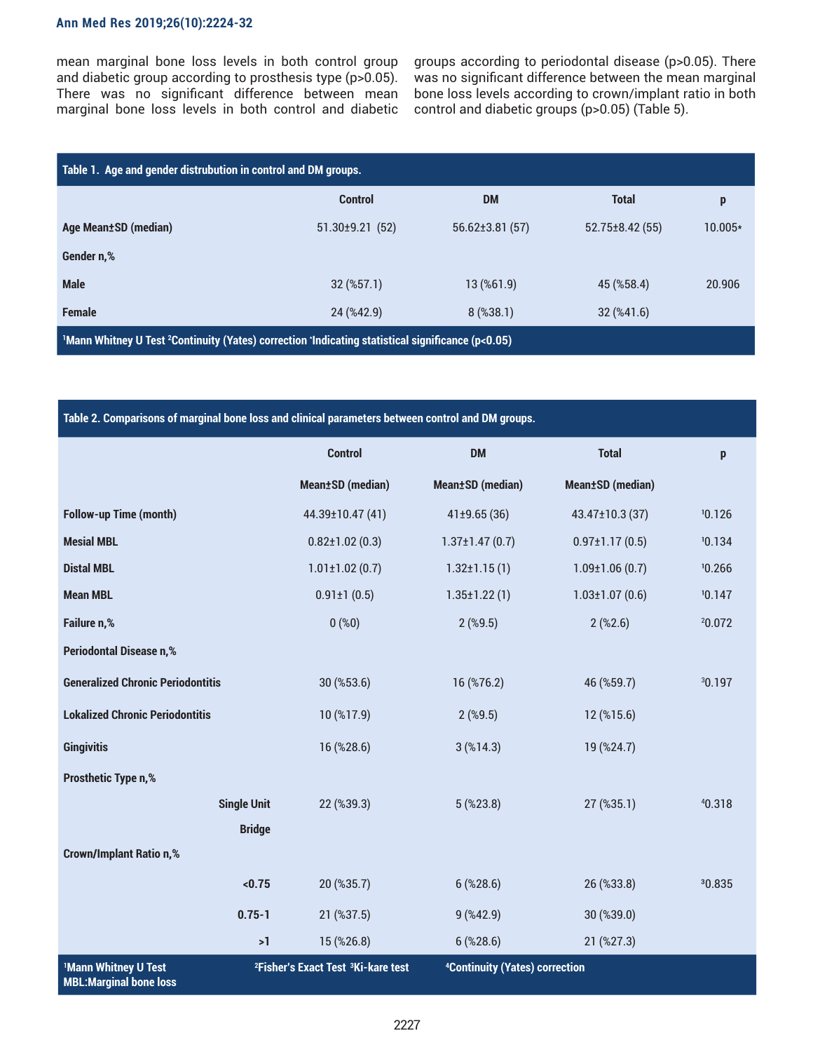mean marginal bone loss levels in both control group and diabetic group according to prosthesis type (p>0.05). There was no significant difference between mean marginal bone loss levels in both control and diabetic groups according to periodontal disease (p>0.05). There was no significant difference between the mean marginal bone loss levels according to crown/implant ratio in both control and diabetic groups (p>0.05) (Table 5).

**Table 1. Age and gender distrubution in control and DM groups.**

| | Control | DM | Total | p |
|---|---|---|---|---|
| **Age Mean±SD (median)** | 51.30±9.21 (52) | 56.62±3.81 (57) | 52.75±8.42 (55) | [1]0.005* |
| **Gender n,%** | | | | |
| **Male** | 32 (%57.1) | 13 (%61.9) | 45 (%58.4) | [2]0.906 |
| **Female** | 24 (%42.9) | 8 (%38.1) | 32 (%41.6) | |

[1]Mann Whitney U Test [2]Continuity (Yates) correction *Indicating statistical significance (p<0.05)

**Table 2. Comparisons of marginal bone loss and clinical parameters between control and DM groups.**

| | Control | DM | Total | p |
|---|---|---|---|---|
| | Mean±SD (median) | Mean±SD (median) | Mean±SD (median) | |
| **Follow-up Time (month)** | 44.39±10.47 (41) | 41±9.65 (36) | 43.47±10.3 (37) | [1]0.126 |
| **Mesial MBL** | 0.82±1.02 (0.3) | 1.37±1.47 (0.7) | 0.97±1.17 (0.5) | [1]0.134 |
| **Distal MBL** | 1.01±1.02 (0.7) | 1.32±1.15 (1) | 1.09±1.06 (0.7) | [1]0.266 |
| **Mean MBL** | 0.91±1 (0.5) | 1.35±1.22 (1) | 1.03±1.07 (0.6) | [1]0.147 |
| **Failure n,%** | 0 (%0) | 2 (%9.5) | 2 (%2.6) | [2]0.072 |
| **Periodontal Disease n,%** | | | | |
| **Generalized Chronic Periodontitis** | 30 (%53.6) | 16 (%76.2) | 46 (%59.7) | [3]0.197 |
| **Lokalized Chronic Periodontitis** | 10 (%17.9) | 2 (%9.5) | 12 (%15.6) | |
| **Gingivitis** | 16 (%28.6) | 3 (%14.3) | 19 (%24.7) | |
| **Prosthetic Type n,%** | | | | |
| **Single Unit** | 22 (%39.3) | 5 (%23.8) | 27 (%35.1) | [4]0.318 |
| **Bridge** | | | | |
| **Crown/Implant Ratio n,%** | | | | |
| **<0.75** | 20 (%35.7) | 6 (%28.6) | 26 (%33.8) | [3]0.835 |
| **0.75-1** | 21 (%37.5) | 9 (%42.9) | 30 (%39.0) | |
| **>1** | 15 (%26.8) | 6 (%28.6) | 21 (%27.3) | |

[1]Mann Whitney U Test [2]Fisher's Exact Test [3]Ki-kare test [4]Continuity (Yates) correction
MBL:Marginal bone loss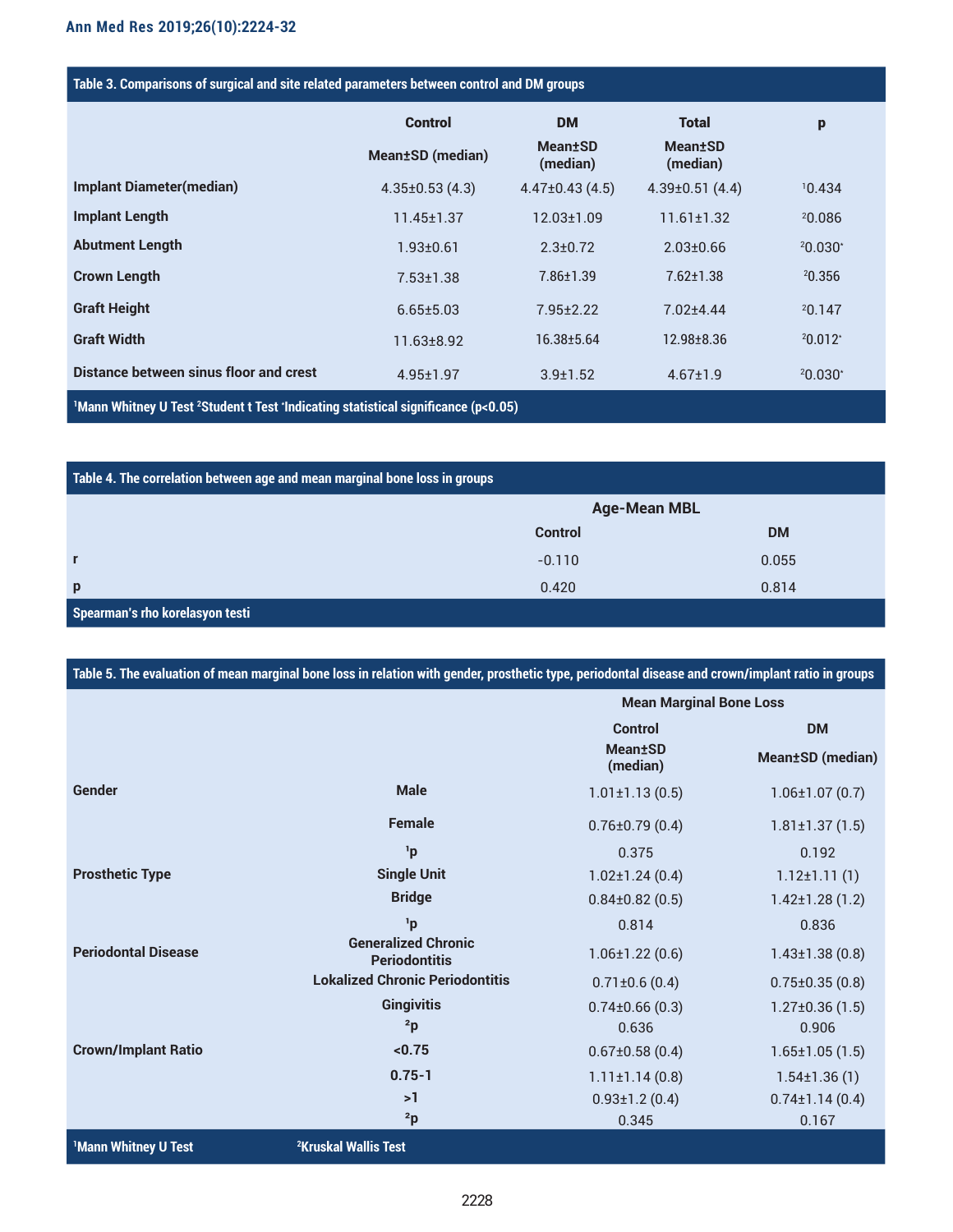**Table 3. Comparisons of surgical and site related parameters between control and DM groups**

| | Control | DM | Total | p |
|---|---|---|---|---|
| | Mean±SD (median) | Mean±SD (median) | Mean±SD (median) | |
| Implant Diameter(median) | 4.35±0.53 (4.3) | 4.47±0.43 (4.5) | 4.39±0.51 (4.4) | [1]0.434 |
| Implant Length | 11.45±1.37 | 12.03±1.09 | 11.61±1.32 | [2]0.086 |
| Abutment Length | 1.93±0.61 | 2.3±0.72 | 2.03±0.66 | [2]0.030* |
| Crown Length | 7.53±1.38 | 7.86±1.39 | 7.62±1.38 | [2]0.356 |
| Graft Height | 6.65±5.03 | 7.95±2.22 | 7.02±4.44 | [2]0.147 |
| Graft Width | 11.63±8.92 | 16.38±5.64 | 12.98±8.36 | [2]0.012* |
| Distance between sinus floor and crest | 4.95±1.97 | 3.9±1.52 | 4.67±1.9 | [2]0.030* |

[1]Mann Whitney U Test [2]Student t Test *Indicating statistical significance ($p<0.05$)

**Table 4. The correlation between age and mean marginal bone loss in groups**

| | Age-Mean MBL | |
|---|---|---|
| | Control | DM |
| r | -0.110 | 0.055 |
| p | 0.420 | 0.814 |

Spearman's rho korelasyon testi

**Table 5. The evaluation of mean marginal bone loss in relation with gender, prosthetic type, periodontal disease and crown/implant ratio in groups**

| | | Mean Marginal Bone Loss | |
|---|---|---|---|
| | | Control | DM |
| | | Mean±SD (median) | Mean±SD (median) |
| Gender | Male | 1.01±1.13 (0.5) | 1.06±1.07 (0.7) |
| | Female | 0.76±0.79 (0.4) | 1.81±1.37 (1.5) |
| | [1]p | 0.375 | 0.192 |
| Prosthetic Type | Single Unit | 1.02±1.24 (0.4) | 1.12±1.11 (1) |
| | Bridge | 0.84±0.82 (0.5) | 1.42±1.28 (1.2) |
| | [1]p | 0.814 | 0.836 |
| Periodontal Disease | Generalized Chronic Periodontitis | 1.06±1.22 (0.6) | 1.43±1.38 (0.8) |
| | Lokalized Chronic Periodontitis | 0.71±0.6 (0.4) | 0.75±0.35 (0.8) |
| | Gingivitis | 0.74±0.66 (0.3) | 1.27±0.36 (1.5) |
| | [2]p | 0.636 | 0.906 |
| Crown/Implant Ratio | <0.75 | 0.67±0.58 (0.4) | 1.65±1.05 (1.5) |
| | 0.75-1 | 1.11±1.14 (0.8) | 1.54±1.36 (1) |
| | >1 | 0.93±1.2 (0.4) | 0.74±1.14 (0.4) |
| | [2]p | 0.345 | 0.167 |

[1]Mann Whitney U Test [2]Kruskal Wallis Test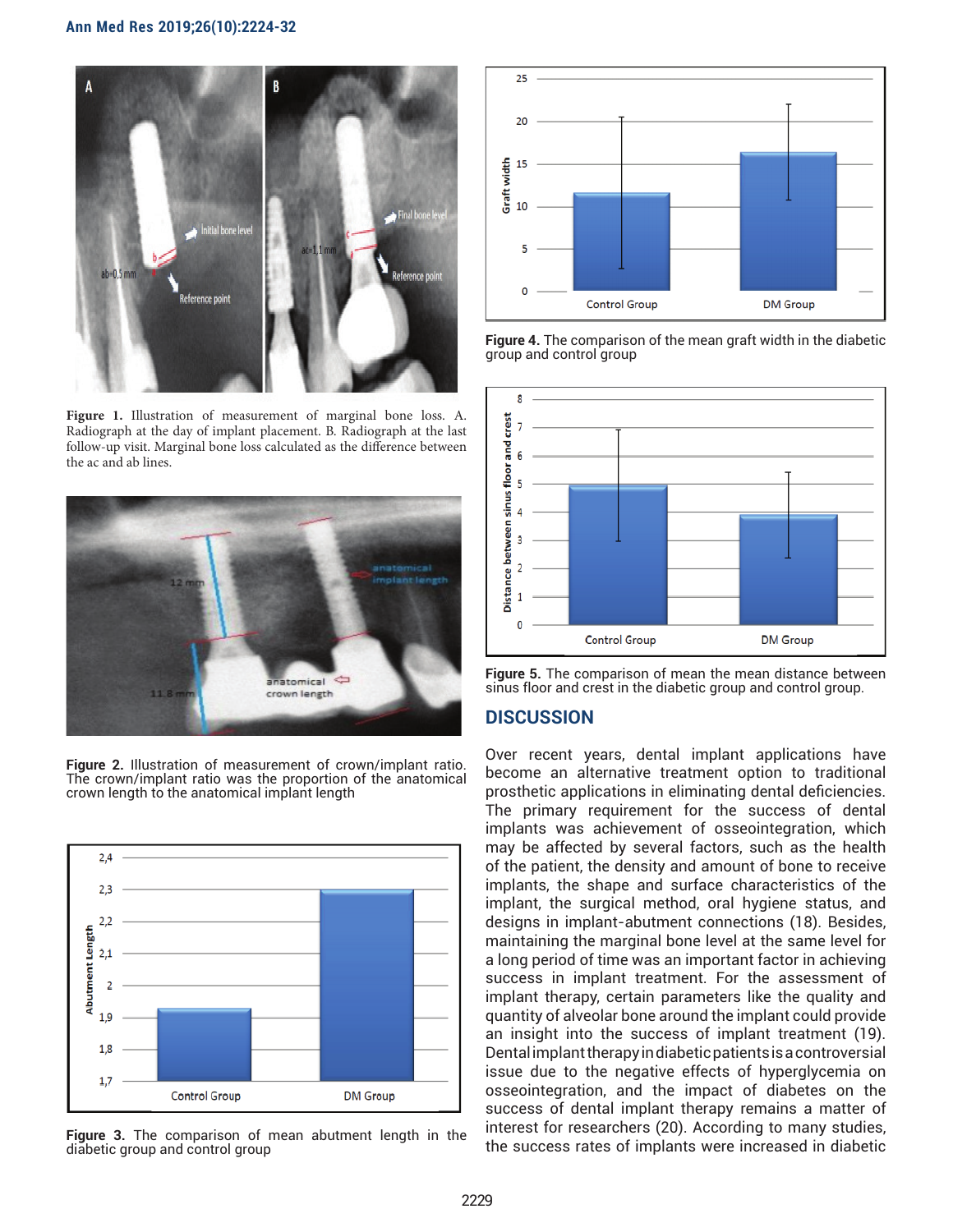Figure 1. Illustration of measurement of marginal bone loss. A. Radiograph at the day of implant placement. B. Radiograph at the last follow-up visit. Marginal bone loss calculated as the difference between the ac and ab lines.

Figure 2. Illustration of measurement of crown/implant ratio. The crown/implant ratio was the proportion of the anatomical crown length to the anatomical implant length

Figure 3. The comparison of mean abutment length in the diabetic group and control group

Figure 4. The comparison of the mean graft width in the diabetic group and control group

Figure 5. The comparison of mean the mean distance between sinus floor and crest in the diabetic group and control group.

## DISCUSSION

Over recent years, dental implant applications have become an alternative treatment option to traditional prosthetic applications in eliminating dental deficiencies. The primary requirement for the success of dental implants was achievement of osseointegration, which may be affected by several factors, such as the health of the patient, the density and amount of bone to receive implants, the shape and surface characteristics of the implant, the surgical method, oral hygiene status, and designs in implant-abutment connections (18). Besides, maintaining the marginal bone level at the same level for a long period of time was an important factor in achieving success in implant treatment. For the assessment of implant therapy, certain parameters like the quality and quantity of alveolar bone around the implant could provide an insight into the success of implant treatment (19). Dental implant therapy in diabetic patients is a controversial issue due to the negative effects of hyperglycemia on osseointegration, and the impact of diabetes on the success of dental implant therapy remains a matter of interest for researchers (20). According to many studies, the success rates of implants were increased in diabetic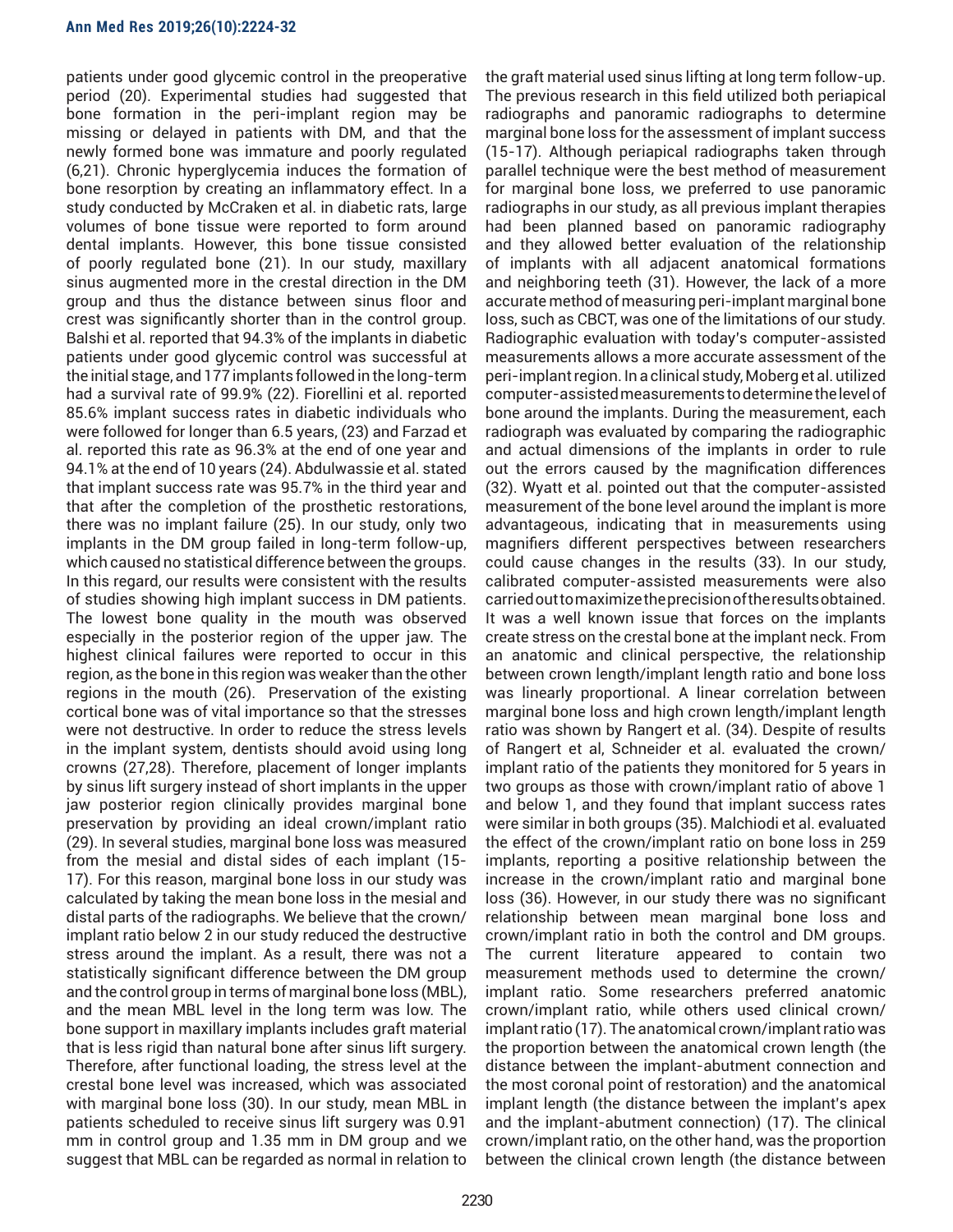patients under good glycemic control in the preoperative period (20). Experimental studies had suggested that bone formation in the peri-implant region may be missing or delayed in patients with DM, and that the newly formed bone was immature and poorly regulated (6,21). Chronic hyperglycemia induces the formation of bone resorption by creating an inflammatory effect. In a study conducted by McCraken et al. in diabetic rats, large volumes of bone tissue were reported to form around dental implants. However, this bone tissue consisted of poorly regulated bone (21). In our study, maxillary sinus augmented more in the crestal direction in the DM group and thus the distance between sinus floor and crest was significantly shorter than in the control group. Balshi et al. reported that 94.3% of the implants in diabetic patients under good glycemic control was successful at the initial stage, and 177 implants followed in the long-term had a survival rate of 99.9% (22). Fiorellini et al. reported 85.6% implant success rates in diabetic individuals who were followed for longer than 6.5 years, (23) and Farzad et al. reported this rate as 96.3% at the end of one year and 94.1% at the end of 10 years (24). Abdulwassie et al. stated that implant success rate was 95.7% in the third year and that after the completion of the prosthetic restorations, there was no implant failure (25). In our study, only two implants in the DM group failed in long-term follow-up, which caused no statistical difference between the groups. In this regard, our results were consistent with the results of studies showing high implant success in DM patients. The lowest bone quality in the mouth was observed especially in the posterior region of the upper jaw. The highest clinical failures were reported to occur in this region, as the bone in this region was weaker than the other regions in the mouth (26). Preservation of the existing cortical bone was of vital importance so that the stresses were not destructive. In order to reduce the stress levels in the implant system, dentists should avoid using long crowns (27,28). Therefore, placement of longer implants by sinus lift surgery instead of short implants in the upper jaw posterior region clinically provides marginal bone preservation by providing an ideal crown/implant ratio (29). In several studies, marginal bone loss was measured from the mesial and distal sides of each implant (15-17). For this reason, marginal bone loss in our study was calculated by taking the mean bone loss in the mesial and distal parts of the radiographs. We believe that the crown/implant ratio below 2 in our study reduced the destructive stress around the implant. As a result, there was not a statistically significant difference between the DM group and the control group in terms of marginal bone loss (MBL), and the mean MBL level in the long term was low. The bone support in maxillary implants includes graft material that is less rigid than natural bone after sinus lift surgery. Therefore, after functional loading, the stress level at the crestal bone level was increased, which was associated with marginal bone loss (30). In our study, mean MBL in patients scheduled to receive sinus lift surgery was 0.91 mm in control group and 1.35 mm in DM group and we suggest that MBL can be regarded as normal in relation to the graft material used sinus lifting at long term follow-up. The previous research in this field utilized both periapical radiographs and panoramic radiographs to determine marginal bone loss for the assessment of implant success (15-17). Although periapical radiographs taken through parallel technique were the best method of measurement for marginal bone loss, we preferred to use panoramic radiographs in our study, as all previous implant therapies had been planned based on panoramic radiography and they allowed better evaluation of the relationship of implants with all adjacent anatomical formations and neighboring teeth (31). However, the lack of a more accurate method of measuring peri-implant marginal bone loss, such as CBCT, was one of the limitations of our study. Radiographic evaluation with today's computer-assisted measurements allows a more accurate assessment of the peri-implant region. In a clinical study, Moberg et al. utilized computer-assisted measurements to determine the level of bone around the implants. During the measurement, each radiograph was evaluated by comparing the radiographic and actual dimensions of the implants in order to rule out the errors caused by the magnification differences (32). Wyatt et al. pointed out that the computer-assisted measurement of the bone level around the implant is more advantageous, indicating that in measurements using magnifiers different perspectives between researchers could cause changes in the results (33). In our study, calibrated computer-assisted measurements were also carried out to maximize the precision of the results obtained. It was a well known issue that forces on the implants create stress on the crestal bone at the implant neck. From an anatomic and clinical perspective, the relationship between crown length/implant length ratio and bone loss was linearly proportional. A linear correlation between marginal bone loss and high crown length/implant length ratio was shown by Rangert et al. (34). Despite of results of Rangert et al, Schneider et al. evaluated the crown/implant ratio of the patients they monitored for 5 years in two groups as those with crown/implant ratio of above 1 and below 1, and they found that implant success rates were similar in both groups (35). Malchiodi et al. evaluated the effect of the crown/implant ratio on bone loss in 259 implants, reporting a positive relationship between the increase in the crown/implant ratio and marginal bone loss (36). However, in our study there was no significant relationship between mean marginal bone loss and crown/implant ratio in both the control and DM groups. The current literature appeared to contain two measurement methods used to determine the crown/implant ratio. Some researchers preferred anatomic crown/implant ratio, while others used clinical crown/implant ratio (17). The anatomical crown/implant ratio was the proportion between the anatomical crown length (the distance between the implant-abutment connection and the most coronal point of restoration) and the anatomical implant length (the distance between the implant's apex and the implant-abutment connection) (17). The clinical crown/implant ratio, on the other hand, was the proportion between the clinical crown length (the distance between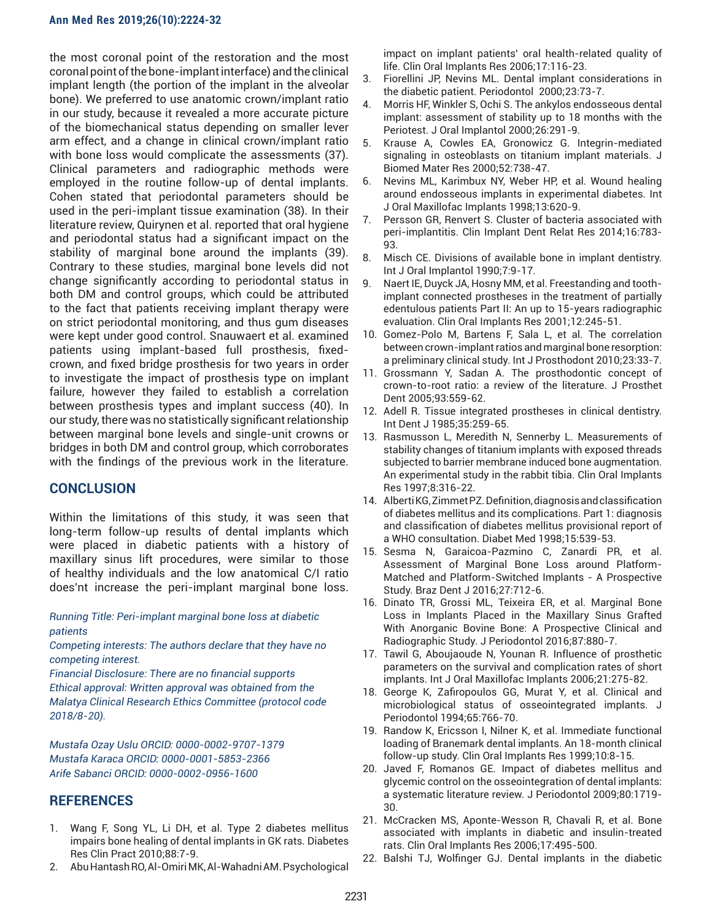the most coronal point of the restoration and the most coronal point of the bone-implant interface) and the clinical implant length (the portion of the implant in the alveolar bone). We preferred to use anatomic crown/implant ratio in our study, because it revealed a more accurate picture of the biomechanical status depending on smaller lever arm effect, and a change in clinical crown/implant ratio with bone loss would complicate the assessments (37). Clinical parameters and radiographic methods were employed in the routine follow-up of dental implants. Cohen stated that periodontal parameters should be used in the peri-implant tissue examination (38). In their literature review, Quirynen et al. reported that oral hygiene and periodontal status had a significant impact on the stability of marginal bone around the implants (39). Contrary to these studies, marginal bone levels did not change significantly according to periodontal status in both DM and control groups, which could be attributed to the fact that patients receiving implant therapy were on strict periodontal monitoring, and thus gum diseases were kept under good control. Snauwaert et al. examined patients using implant-based full prosthesis, fixed-crown, and fixed bridge prosthesis for two years in order to investigate the impact of prosthesis type on implant failure, however they failed to establish a correlation between prosthesis types and implant success (40). In our study, there was no statistically significant relationship between marginal bone levels and single-unit crowns or bridges in both DM and control group, which corroborates with the findings of the previous work in the literature.

## CONCLUSION

Within the limitations of this study, it was seen that long-term follow-up results of dental implants which were placed in diabetic patients with a history of maxillary sinus lift procedures, were similar to those of healthy individuals and the low anatomical C/I ratio does'nt increase the peri-implant marginal bone loss.

*Running Title: Peri-implant marginal bone loss at diabetic patients*

*Competing interests: The authors declare that they have no competing interest.*

*Financial Disclosure: There are no financial supports*

*Ethical approval: Written approval was obtained from the Malatya Clinical Research Ethics Committee (protocol code 2018/8-20).*

*Mustafa Ozay Uslu ORCID: 0000-0002-9707-1379*

*Mustafa Karaca ORCID: 0000-0001-5853-2366*

*Arife Sabanci ORCID: 0000-0002-0956-1600*

## REFERENCES

1. Wang F, Song YL, Li DH, et al. Type 2 diabetes mellitus impairs bone healing of dental implants in GK rats. Diabetes Res Clin Pract 2010;88:7-9.
2. Abu Hantash RO, Al-Omiri MK, Al-Wahadni AM. Psychological impact on implant patients' oral health-related quality of life. Clin Oral Implants Res 2006;17:116-23.
3. Fiorellini JP, Nevins ML. Dental implant considerations in the diabetic patient. Periodontol 2000;23:73-7.
4. Morris HF, Winkler S, Ochi S. The ankylos endosseous dental implant: assessment of stability up to 18 months with the Periotest. J Oral Implantol 2000;26:291-9.
5. Krause A, Cowles EA, Gronowicz G. Integrin-mediated signaling in osteoblasts on titanium implant materials. J Biomed Mater Res 2000;52:738-47.
6. Nevins ML, Karimbux NY, Weber HP, et al. Wound healing around endosseous implants in experimental diabetes. Int J Oral Maxillofac Implants 1998;13:620-9.
7. Persson GR, Renvert S. Cluster of bacteria associated with peri-implantitis. Clin Implant Dent Relat Res 2014;16:783-93.
8. Misch CE. Divisions of available bone in implant dentistry. Int J Oral Implantol 1990;7:9-17.
9. Naert IE, Duyck JA, Hosny MM, et al. Freestanding and tooth-implant connected prostheses in the treatment of partially edentulous patients Part II: An up to 15-years radiographic evaluation. Clin Oral Implants Res 2001;12:245-51.
10. Gomez-Polo M, Bartens F, Sala L, et al. The correlation between crown-implant ratios and marginal bone resorption: a preliminary clinical study. Int J Prosthodont 2010;23:33-7.
11. Grossmann Y, Sadan A. The prosthodontic concept of crown-to-root ratio: a review of the literature. J Prosthet Dent 2005;93:559-62.
12. Adell R. Tissue integrated prostheses in clinical dentistry. Int Dent J 1985;35:259-65.
13. Rasmusson L, Meredith N, Sennerby L. Measurements of stability changes of titanium implants with exposed threads subjected to barrier membrane induced bone augmentation. An experimental study in the rabbit tibia. Clin Oral Implants Res 1997;8:316-22.
14. Alberti KG, Zimmet PZ. Definition, diagnosis and classification of diabetes mellitus and its complications. Part 1: diagnosis and classification of diabetes mellitus provisional report of a WHO consultation. Diabet Med 1998;15:539-53.
15. Sesma N, Garaicoa-Pazmino C, Zanardi PR, et al. Assessment of Marginal Bone Loss around Platform-Matched and Platform-Switched Implants - A Prospective Study. Braz Dent J 2016;27:712-6.
16. Dinato TR, Grossi ML, Teixeira ER, et al. Marginal Bone Loss in Implants Placed in the Maxillary Sinus Grafted With Anorganic Bovine Bone: A Prospective Clinical and Radiographic Study. J Periodontol 2016;87:880-7.
17. Tawil G, Aboujaoude N, Younan R. Influence of prosthetic parameters on the survival and complication rates of short implants. Int J Oral Maxillofac Implants 2006;21:275-82.
18. George K, Zafiropoulos GG, Murat Y, et al. Clinical and microbiological status of osseointegrated implants. J Periodontol 1994;65:766-70.
19. Randow K, Ericsson I, Nilner K, et al. Immediate functional loading of Branemark dental implants. An 18-month clinical follow-up study. Clin Oral Implants Res 1999;10:8-15.
20. Javed F, Romanos GE. Impact of diabetes mellitus and glycemic control on the osseointegration of dental implants: a systematic literature review. J Periodontol 2009;80:1719-30.
21. McCracken MS, Aponte-Wesson R, Chavali R, et al. Bone associated with implants in diabetic and insulin-treated rats. Clin Oral Implants Res 2006;17:495-500.
22. Balshi TJ, Wolfinger GJ. Dental implants in the diabetic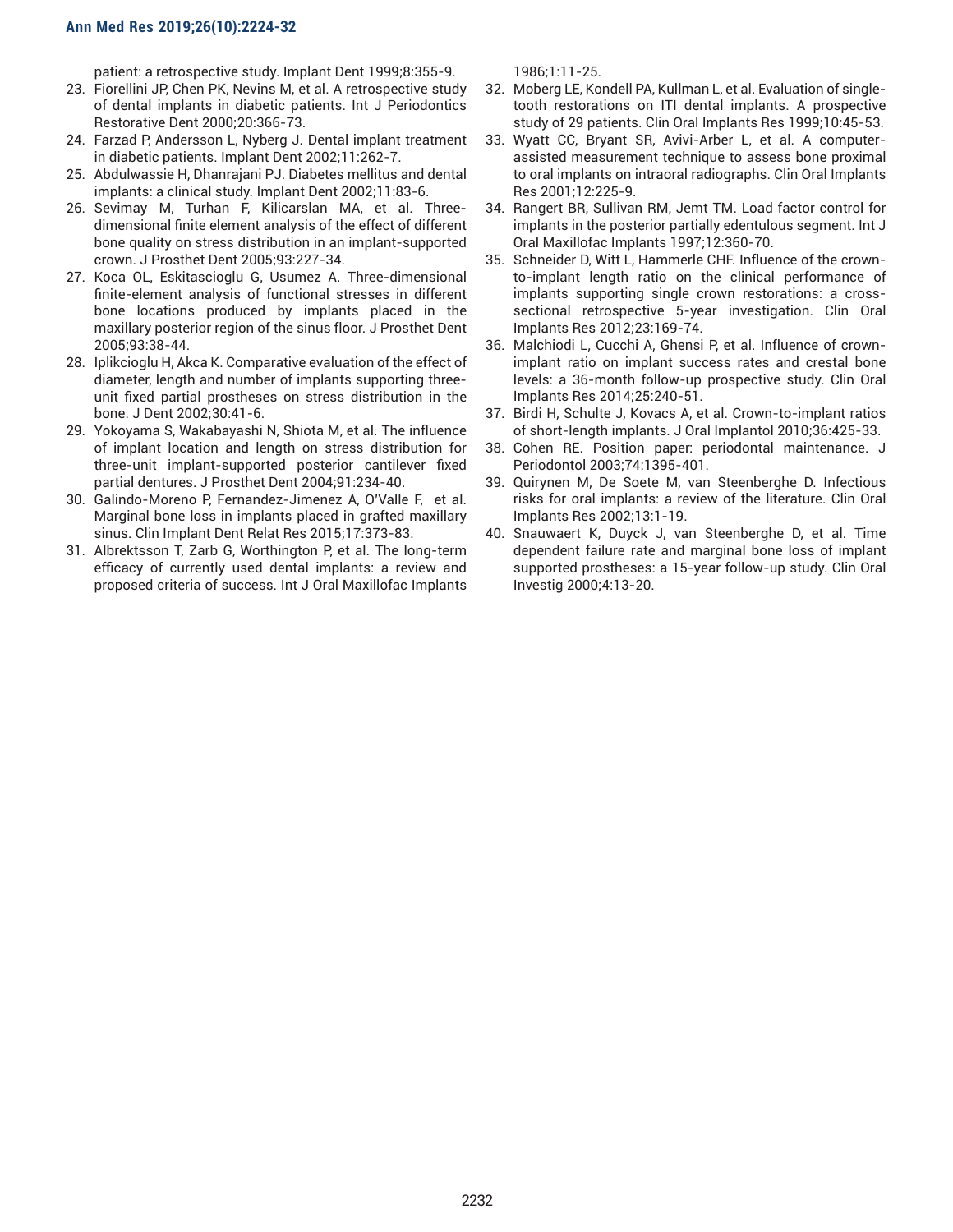patient: a retrospective study. Implant Dent 1999;8:355-9.

23. Fiorellini JP, Chen PK, Nevins M, et al. A retrospective study of dental implants in diabetic patients. Int J Periodontics Restorative Dent 2000;20:366-73.
24. Farzad P, Andersson L, Nyberg J. Dental implant treatment in diabetic patients. Implant Dent 2002;11:262-7.
25. Abdulwassie H, Dhanrajani PJ. Diabetes mellitus and dental implants: a clinical study. Implant Dent 2002;11:83-6.
26. Sevimay M, Turhan F, Kilicarslan MA, et al. Three-dimensional finite element analysis of the effect of different bone quality on stress distribution in an implant-supported crown. J Prosthet Dent 2005;93:227-34.
27. Koca OL, Eskitascioglu G, Usumez A. Three-dimensional finite-element analysis of functional stresses in different bone locations produced by implants placed in the maxillary posterior region of the sinus floor. J Prosthet Dent 2005;93:38-44.
28. Iplikcioglu H, Akca K. Comparative evaluation of the effect of diameter, length and number of implants supporting three-unit fixed partial prostheses on stress distribution in the bone. J Dent 2002;30:41-6.
29. Yokoyama S, Wakabayashi N, Shiota M, et al. The influence of implant location and length on stress distribution for three-unit implant-supported posterior cantilever fixed partial dentures. J Prosthet Dent 2004;91:234-40.
30. Galindo-Moreno P, Fernandez-Jimenez A, O'Valle F, et al. Marginal bone loss in implants placed in grafted maxillary sinus. Clin Implant Dent Relat Res 2015;17:373-83.
31. Albrektsson T, Zarb G, Worthington P, et al. The long-term efficacy of currently used dental implants: a review and proposed criteria of success. Int J Oral Maxillofac Implants 1986;1:11-25.
32. Moberg LE, Kondell PA, Kullman L, et al. Evaluation of single-tooth restorations on ITI dental implants. A prospective study of 29 patients. Clin Oral Implants Res 1999;10:45-53.
33. Wyatt CC, Bryant SR, Avivi-Arber L, et al. A computer-assisted measurement technique to assess bone proximal to oral implants on intraoral radiographs. Clin Oral Implants Res 2001;12:225-9.
34. Rangert BR, Sullivan RM, Jemt TM. Load factor control for implants in the posterior partially edentulous segment. Int J Oral Maxillofac Implants 1997;12:360-70.
35. Schneider D, Witt L, Hammerle CHF. Influence of the crown-to-implant length ratio on the clinical performance of implants supporting single crown restorations: a cross-sectional retrospective 5-year investigation. Clin Oral Implants Res 2012;23:169-74.
36. Malchiodi L, Cucchi A, Ghensi P, et al. Influence of crown-implant ratio on implant success rates and crestal bone levels: a 36-month follow-up prospective study. Clin Oral Implants Res 2014;25:240-51.
37. Birdi H, Schulte J, Kovacs A, et al. Crown-to-implant ratios of short-length implants. J Oral Implantol 2010;36:425-33.
38. Cohen RE. Position paper: periodontal maintenance. J Periodontol 2003;74:1395-401.
39. Quirynen M, De Soete M, van Steenberghe D. Infectious risks for oral implants: a review of the literature. Clin Oral Implants Res 2002;13:1-19.
40. Snauwaert K, Duyck J, van Steenberghe D, et al. Time dependent failure rate and marginal bone loss of implant supported prostheses: a 15-year follow-up study. Clin Oral Investig 2000;4:13-20.